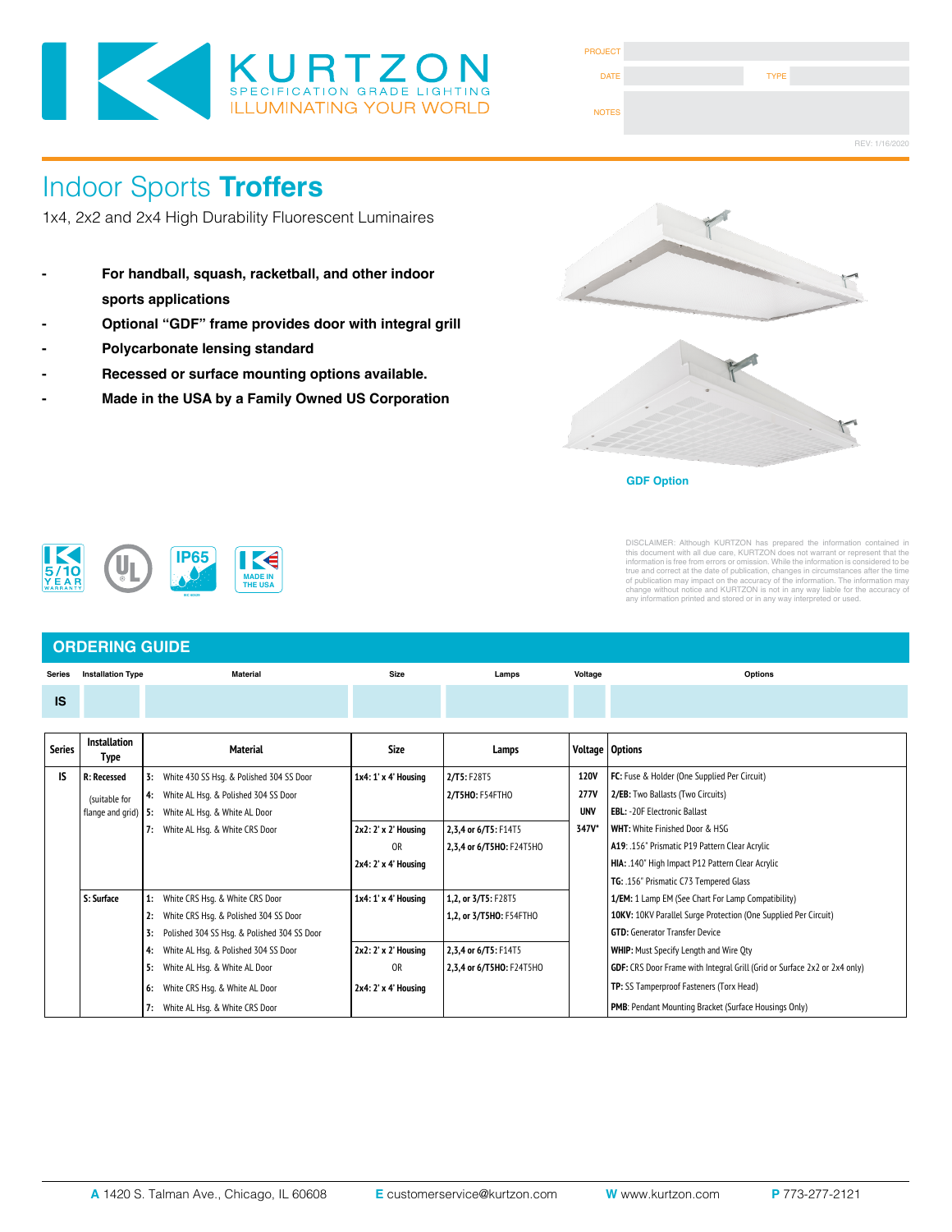KURTZON
SPECIFICATION GRADE LIGHTING
ILLUMINATING YOUR WORLD

| PROJECT | | | |
|---|---|---|---|
| DATE | | TYPE | |
| NOTES | | | |

REV: 1/16/2020

# Indoor Sports **Troffers**

1x4, 2x2 and 2x4 High Durability Fluorescent Luminaires

- **For handball, squash, racketball, and other indoor sports applications**
- **Optional "GDF" frame provides door with integral grill**
- **Polycarbonate lensing standard**
- **Recessed or surface mounting options available.**
- **Made in the USA by a Family Owned US Corporation**

GDF Option

5/10 YEAR WARRANTY | UL | IP65 | MADE IN THE USA

DISCLAIMER: Although KURTZON has prepared the information contained in this document with all due care, KURTZON does not warrant or represent that the information is free from errors or omission. While the information is considered to be true and correct at the date of publication, changes in circumstances after the time of publication may impact on the accuracy of the information. The information may change without notice and KURTZON is not in any way liable for the accuracy of any information printed and stored or in any way interpreted or used.

## ORDERING GUIDE

| Series | Installation Type | Material | Size | Lamps | Voltage | Options |
|---|---|---|---|---|---|---|
| IS | | | | | | |

| Series | Installation Type | Material | Size | Lamps | Voltage | Options |
|---|---|---|---|---|---|---|
| IS | **R: Recessed** | **3:** White 430 SS Hsg. & Polished 304 SS Door | **1x4:** 1' x 4' Housing | **2/T5:** F28T5 | **120V** | **FC:** Fuse & Holder (One Supplied Per Circuit) |
| | (suitable for flange and grid) | **4:** White AL Hsg. & Polished 304 SS Door | | **2/T5HO:** F54FTHO | **277V** | **2/EB:** Two Ballasts (Two Circuits) |
| | | **5:** White AL Hsg. & White AL Door | | | **UNV** | **EBL:** -20F Electronic Ballast |
| | | **7:** White AL Hsg. & White CRS Door | **2x2:** 2' x 2' Housing | **2,3,4 or 6/T5:** F14T5 | **347V\*** | **WHT:** White Finished Door & HSG |
| | | | OR | **2,3,4 or 6/T5HO:** F24T5HO | | **A19:** .156" Prismatic P19 Pattern Clear Acrylic |
| | | | **2x4:** 2' x 4' Housing | | | **HIA:** .140" High Impact P12 Pattern Clear Acrylic |
| | | | | | | **TG:** .156" Prismatic C73 Tempered Glass |
| | **S: Surface** | **1:** White CRS Hsg. & White CRS Door | **1x4:** 1' x 4' Housing | **1,2, or 3/T5:** F28T5 | | **1/EM:** 1 Lamp EM (See Chart For Lamp Compatibility) |
| | | **2:** White CRS Hsg. & Polished 304 SS Door | | **1,2, or 3/T5HO:** F54FTHO | | **10KV:** 10KV Parallel Surge Protection (One Supplied Per Circuit) |
| | | **3:** Polished 304 SS Hsg. & Polished 304 SS Door | | | | **GTD:** Generator Transfer Device |
| | | **4:** White AL Hsg. & Polished 304 SS Door | **2x2:** 2' x 2' Housing | **2,3,4 or 6/T5:** F14T5 | | **WHIP:** Must Specify Length and Wire Qty |
| | | **5:** White AL Hsg. & White AL Door | OR | **2,3,4 or 6/T5HO:** F24T5HO | | **GDF:** CRS Door Frame with Integral Grill (Grid or Surface 2x2 or 2x4 only) |
| | | **6:** White CRS Hsg. & White AL Door | **2x4:** 2' x 4' Housing | | | **TP:** SS Tamperproof Fasteners (Torx Head) |
| | | **7:** White AL Hsg. & White CRS Door | | | | **PMB:** Pendant Mounting Bracket (Surface Housings Only) |

**A** 1420 S. Talman Ave., Chicago, IL 60608 **E** customerservice@kurtzon.com **W** www.kurtzon.com **P** 773-277-2121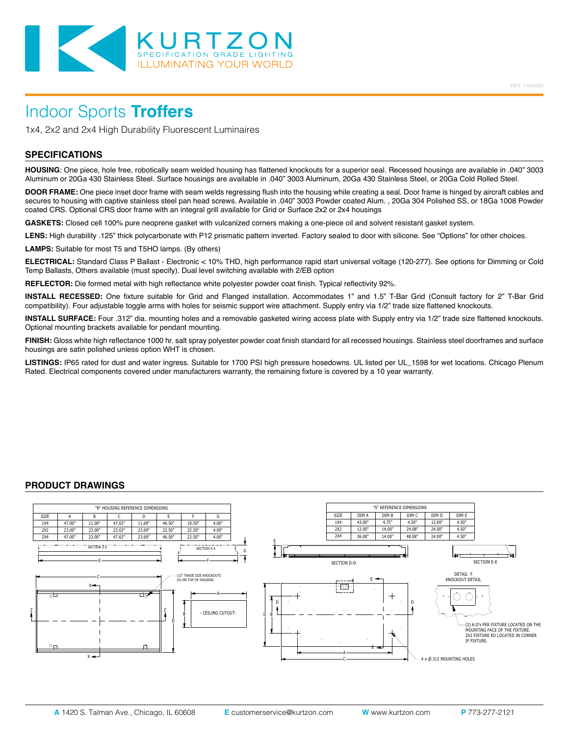# Indoor Sports **Troffers**

1x4, 2x2 and 2x4 High Durability Fluorescent Luminaires

## SPECIFICATIONS

**HOUSING**: One piece, hole free, robotically seam welded housing has flattened knockouts for a superior seal. Recessed housings are available in .040" 3003 Aluminum or 20Ga 430 Stainless Steel. Surface housings are available in .040" 3003 Aluminum, 20Ga 430 Stainless Steel, or 20Ga Cold Rolled Steel.

**DOOR FRAME:** One piece inset door frame with seam welds regressing flush into the housing while creating a seal. Door frame is hinged by aircraft cables and secures to housing with captive stainless steel pan head screws. Available in .040" 3003 Powder coated Alum. , 20Ga 304 Polished SS, or 18Ga 1008 Powder coated CRS. Optional CRS door frame with an integral grill available for Grid or Surface 2x2 or 2x4 housings

**GASKETS:** Closed cell 100% pure neoprene gasket with vulcanized corners making a one-piece oil and solvent resistant gasket system.

**LENS:** High durability .125" thick polycarbonate with P12 prismatic pattern inverted. Factory sealed to door with silicone. See "Options" for other choices.

**LAMPS:** Suitable for most T5 and T5HO lamps. (By others)

**ELECTRICAL:** Standard Class P Ballast - Electronic < 10% THD, high performance rapid start universal voltage (120-277). See options for Dimming or Cold Temp Ballasts, Others available (must specify). Dual level switching available with 2/EB option

**REFLECTOR:** Die formed metal with high reflectance white polyester powder coat finish. Typical reflectivity 92%.

**INSTALL RECESSED:** One fixture suitable for Grid and Flanged installation. Accommodates 1" and 1.5" T-Bar Grid (Consult factory for 2" T-Bar Grid compatibility). Four adjustable toggle arms with holes for seismic support wire attachment. Supply entry via 1/2" trade size flattened knockouts.

**INSTALL SURFACE:** Four .312" dia. mounting holes and a removable gasketed wiring access plate with Supply entry via 1/2" trade size flattened knockouts. Optional mounting brackets available for pendant mounting.

**FINISH:** Gloss white high reflectance 1000 hr. salt spray polyester powder coat finish standard for all recessed housings. Stainless steel doorframes and surface housings are satin polished unless option WHT is chosen.

**LISTINGS:** IP65 rated for dust and water ingress. Suitable for 1700 PSI high pressure hosedowns. UL listed per UL_1598 for wet locations. Chicago Plenum Rated. Electrical components covered under manufacturers warranty, the remaining fixture is covered by a 10 year warranty.

## PRODUCT DRAWINGS

"R" HOUSING REFERENCE DIMENSIONS

| SIZE | A | B | C | D | E | F | G |
|---|---|---|---|---|---|---|---|
| 1X4 | 47.00" | 11.00" | 47.63" | 11.69" | 46.50" | 10.50" | 4.00" |
| 2X2 | 23.00" | 23.00" | 23.63" | 23.69" | 22.50" | 22.50" | 4.00" |
| 2X4 | 47.00" | 23.00" | 47.63" | 23.69" | 46.50" | 22.50" | 4.00" |

"S" REFERENCE DIMENSIONS

| SIZE | DIM A | DIM B | DIM C | DIM D | DIM E |
|---|---|---|---|---|---|
| 1X4 | 43.00" | 4.75" | 4.50" | 12.00" | 4.50" |
| 2X2 | 12.00" | 14.00" | 24.08" | 24.00" | 4.50" |
| 2X4 | 36.00" | 14.00" | 48.08" | 24.00" | 4.50" |

SECTION Z-Z

SECTION X-X

1/2" TRADE SIZE KNOCKOUTS (4) ON TOP OF HOUSING

CEILING CUTOUT

SECTION D-D

SECTION E-E

DETAIL F KNOCKOUT DETAIL

(2) K.O's PER FIXTURE LOCATED ON THE MOUNTING FACE OF THE FIXTURE. 2X2 FIXTURE KO LOCATED IN CORNER IF FIXTURE.

4 x Ø.313 MOUNTING HOLES

**A** 1420 S. Talman Ave., Chicago, IL 60608 **E** customerservice@kurtzon.com **W** www.kurtzon.com **P** 773-277-2121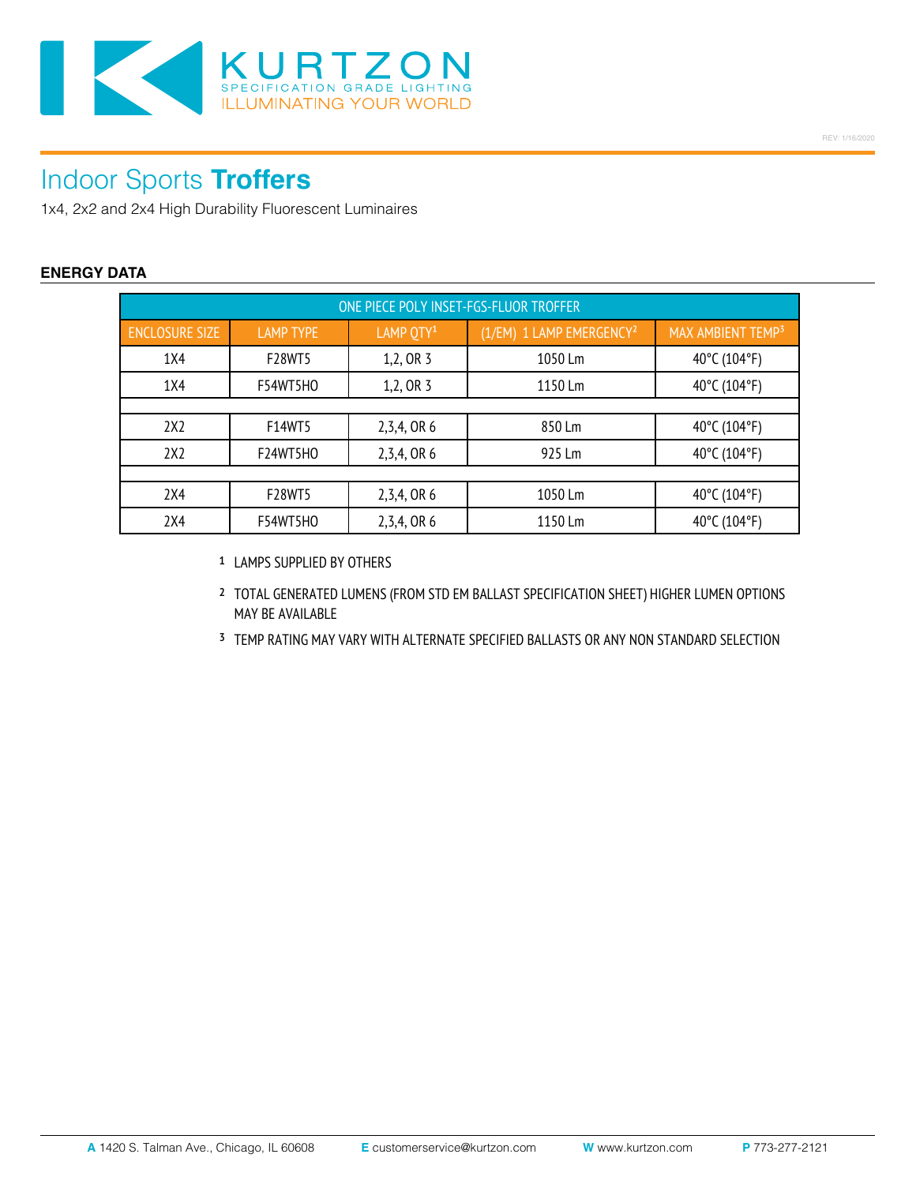KURTZON
SPECIFICATION GRADE LIGHTING
ILLUMINATING YOUR WORLD

REV: 1/16/2020

# Indoor Sports **Troffers**

1x4, 2x2 and 2x4 High Durability Fluorescent Luminaires

## ENERGY DATA

| ONE PIECE POLY INSET-FGS-FLUOR TROFFER | | | | |
|---|---|---|---|---|
| ENCLOSURE SIZE | LAMP TYPE | LAMP QTY[1] | (1/EM) 1 LAMP EMERGENCY[2] | MAX AMBIENT TEMP[3] |
| 1X4 | F28WT5 | 1,2, OR 3 | 1050 Lm | 40°C (104°F) |
| 1X4 | F54WT5HO | 1,2, OR 3 | 1150 Lm | 40°C (104°F) |
| | | | | |
| 2X2 | F14WT5 | 2,3,4, OR 6 | 850 Lm | 40°C (104°F) |
| 2X2 | F24WT5HO | 2,3,4, OR 6 | 925 Lm | 40°C (104°F) |
| | | | | |
| 2X4 | F28WT5 | 2,3,4, OR 6 | 1050 Lm | 40°C (104°F) |
| 2X4 | F54WT5HO | 2,3,4, OR 6 | 1150 Lm | 40°C (104°F) |

[1] LAMPS SUPPLIED BY OTHERS

[2] TOTAL GENERATED LUMENS (FROM STD EM BALLAST SPECIFICATION SHEET) HIGHER LUMEN OPTIONS MAY BE AVAILABLE

[3] TEMP RATING MAY VARY WITH ALTERNATE SPECIFIED BALLASTS OR ANY NON STANDARD SELECTION

**A** 1420 S. Talman Ave., Chicago, IL 60608 **E** customerservice@kurtzon.com **W** www.kurtzon.com **P** 773-277-2121